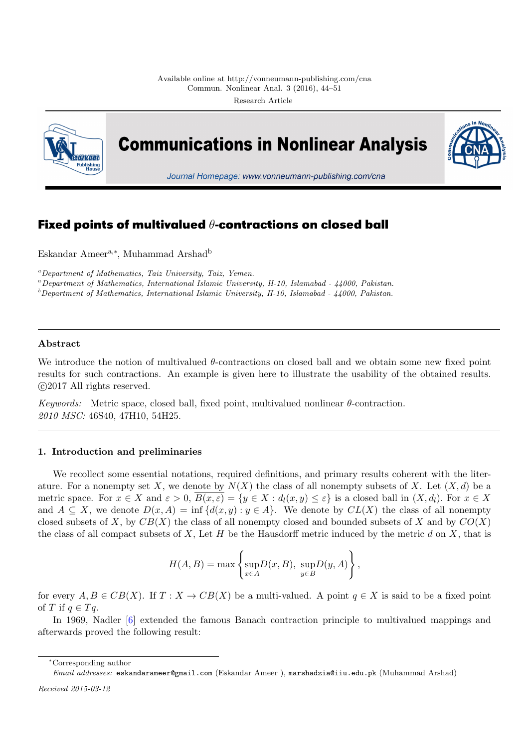Research Article

# Fixed points of multivalued $\theta$-contractions on closed ball

Eskandar Ameer[a,*], Muhammad Arshad[b]

[a]*Department of Mathematics, Taiz University, Taiz, Yemen.*

[a]*Department of Mathematics, International Islamic University, H-10, Islamabad - 44000, Pakistan.*

[b]*Department of Mathematics, International Islamic University, H-10, Islamabad - 44000, Pakistan.*

---

## Abstract

We introduce the notion of multivalued $\theta$-contractions on closed ball and we obtain some new fixed point results for such contractions. An example is given here to illustrate the usability of the obtained results. ©2017 All rights reserved.

*Keywords:* Metric space, closed ball, fixed point, multivalued nonlinear $\theta$-contraction.

*2010 MSC:* 46S40, 47H10, 54H25.

---

## 1. Introduction and preliminaries

We recollect some essential notations, required definitions, and primary results coherent with the literature. For a nonempty set $X$, we denote by $N(X)$ the class of all nonempty subsets of $X$. Let $(X, d)$ be a metric space. For $x \in X$ and $\varepsilon > 0$, $\overline{B(x, \varepsilon)} = \{y \in X : d_l(x, y) \leq \varepsilon\}$ is a closed ball in $(X, d_l)$. For $x \in X$ and $A \subseteq X$, we denote $D(x, A) = \inf \{d(x, y) : y \in A\}$. We denote by $CL(X)$ the class of all nonempty closed subsets of $X$, by $CB(X)$ the class of all nonempty closed and bounded subsets of $X$ and by $CO(X)$ the class of all compact subsets of $X$, Let $H$ be the Hausdorff metric induced by the metric $d$ on $X$, that is

$$H(A, B) = \max \left\{ \sup_{x \in A} D(x, B), \ \sup_{y \in B} D(y, A) \right\},$$

for every $A, B \in CB(X)$. If $T : X \to CB(X)$ be a multi-valued. A point $q \in X$ is said to be a fixed point of $T$ if $q \in Tq$.

In 1969, Nadler [6] extended the famous Banach contraction principle to multivalued mappings and afterwards proved the following result:

---

*Corresponding author

*Email addresses:* eskandarameer@gmail.com (Eskandar Ameer ), marshadzia@iiu.edu.pk (Muhammad Arshad)

*Received 2015-03-12*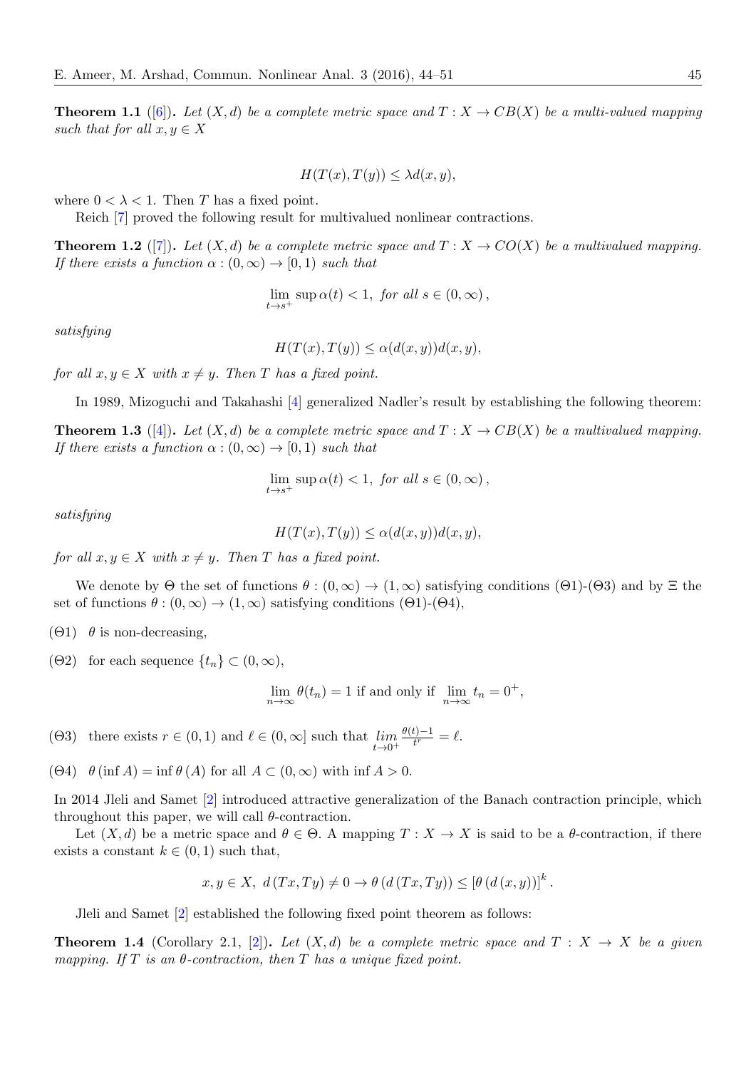**Theorem 1.1** ([6]). *Let $(X, d)$ be a complete metric space and $T : X \to CB(X)$ be a multi-valued mapping such that for all $x, y \in X$*

$$H(T(x), T(y)) \leq \lambda d(x, y),$$

where $0 < \lambda < 1$. Then $T$ has a fixed point.

Reich [7] proved the following result for multivalued nonlinear contractions.

**Theorem 1.2** ([7]). *Let $(X, d)$ be a complete metric space and $T : X \to CO(X)$ be a multivalued mapping. If there exists a function $\alpha : (0, \infty) \to [0, 1)$ such that*

$$\lim_{t \to s^+} \sup \alpha(t) < 1, \text{ for all } s \in (0, \infty),$$

*satisfying*

$$H(T(x), T(y)) \leq \alpha(d(x, y))d(x, y),$$

*for all $x, y \in X$ with $x \neq y$. Then $T$ has a fixed point.*

In 1989, Mizoguchi and Takahashi [4] generalized Nadler's result by establishing the following theorem:

**Theorem 1.3** ([4]). *Let $(X, d)$ be a complete metric space and $T : X \to CB(X)$ be a multivalued mapping. If there exists a function $\alpha : (0, \infty) \to [0, 1)$ such that*

$$\lim_{t \to s^+} \sup \alpha(t) < 1, \text{ for all } s \in (0, \infty),$$

*satisfying*

$$H(T(x), T(y)) \leq \alpha(d(x, y))d(x, y),$$

*for all $x, y \in X$ with $x \neq y$. Then $T$ has a fixed point.*

We denote by $\Theta$ the set of functions $\theta : (0, \infty) \to (1, \infty)$ satisfying conditions ($\Theta$1)-($\Theta$3) and by $\Xi$ the set of functions $\theta : (0, \infty) \to (1, \infty)$ satisfying conditions ($\Theta$1)-($\Theta$4),

($\Theta$1) $\theta$ is non-decreasing,

($\Theta$2) for each sequence $\{t_n\} \subset (0, \infty)$,

$$\lim_{n \to \infty} \theta(t_n) = 1 \text{ if and only if } \lim_{n \to \infty} t_n = 0^+,$$

($\Theta$3) there exists $r \in (0, 1)$ and $\ell \in (0, \infty]$ such that $\lim\limits_{t \to 0^+} \frac{\theta(t) - 1}{t^r} = \ell$.

($\Theta$4) $\theta(\inf A) = \inf \theta(A)$ for all $A \subset (0, \infty)$ with $\inf A > 0$.

In 2014 Jleli and Samet [2] introduced attractive generalization of the Banach contraction principle, which throughout this paper, we will call $\theta$-contraction.

Let $(X, d)$ be a metric space and $\theta \in \Theta$. A mapping $T : X \to X$ is said to be a $\theta$-contraction, if there exists a constant $k \in (0, 1)$ such that,

$$x, y \in X, \; d(Tx, Ty) \neq 0 \to \theta(d(Tx, Ty)) \leq [\theta(d(x, y))]^k.$$

Jleli and Samet [2] established the following fixed point theorem as follows:

**Theorem 1.4** (Corollary 2.1, [2]). *Let $(X, d)$ be a complete metric space and $T : X \to X$ be a given mapping. If $T$ is an $\theta$-contraction, then $T$ has a unique fixed point.*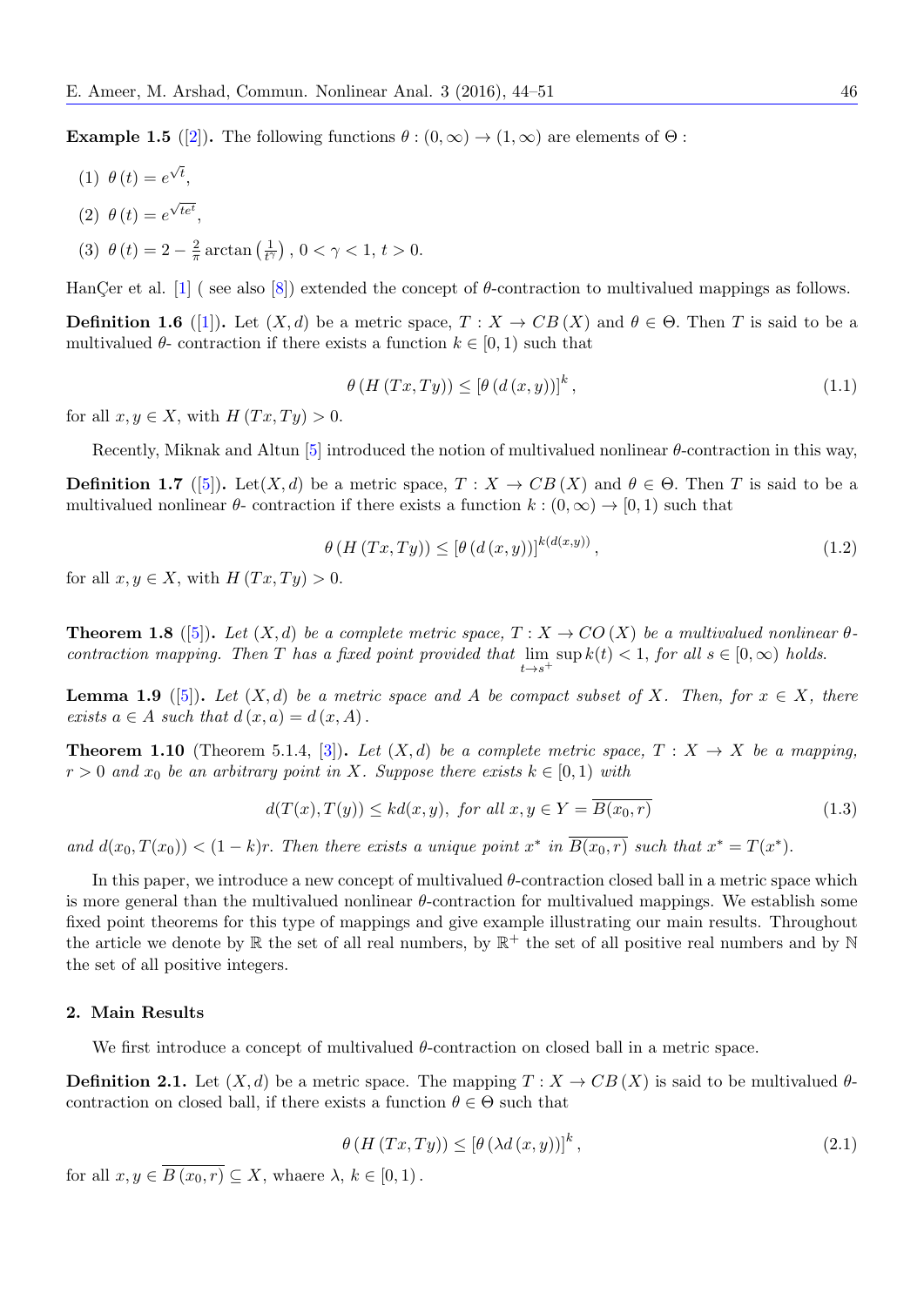**Example 1.5** ([2]). The following functions $\theta : (0, \infty) \to (1, \infty)$ are elements of $\Theta$ :

(1) $\theta(t) = e^{\sqrt{t}}$,

(2) $\theta(t) = e^{\sqrt{te^t}}$,

(3) $\theta(t) = 2 - \frac{2}{\pi} \arctan\left(\frac{1}{t^\gamma}\right)$, $0 < \gamma < 1$, $t > 0$.

HanÇer et al. [1] ( see also [8]) extended the concept of $\theta$-contraction to multivalued mappings as follows.

**Definition 1.6** ([1]). Let $(X, d)$ be a metric space, $T : X \to CB(X)$ and $\theta \in \Theta$. Then $T$ is said to be a multivalued $\theta$- contraction if there exists a function $k \in [0, 1)$ such that

$$\theta(H(Tx, Ty)) \leq [\theta(d(x, y))]^k, \tag{1.1}$$

for all $x, y \in X$, with $H(Tx, Ty) > 0$.

Recently, Miknak and Altun [5] introduced the notion of multivalued nonlinear $\theta$-contraction in this way,

**Definition 1.7** ([5]). Let$(X, d)$ be a metric space, $T : X \to CB(X)$ and $\theta \in \Theta$. Then $T$ is said to be a multivalued nonlinear $\theta$- contraction if there exists a function $k : (0, \infty) \to [0, 1)$ such that

$$\theta(H(Tx, Ty)) \leq [\theta(d(x, y))]^{k(d(x,y))}, \tag{1.2}$$

for all $x, y \in X$, with $H(Tx, Ty) > 0$.

**Theorem 1.8** ([5]). *Let $(X, d)$ be a complete metric space, $T : X \to CO(X)$ be a multivalued nonlinear $\theta$-contraction mapping. Then $T$ has a fixed point provided that $\lim_{t \to s^+} \sup k(t) < 1$, for all $s \in [0, \infty)$ holds.*

**Lemma 1.9** ([5]). *Let $(X, d)$ be a metric space and $A$ be compact subset of $X$. Then, for $x \in X$, there exists $a \in A$ such that $d(x, a) = d(x, A)$.*

**Theorem 1.10** (Theorem 5.1.4, [3]). *Let $(X, d)$ be a complete metric space, $T : X \to X$ be a mapping, $r > 0$ and $x_0$ be an arbitrary point in $X$. Suppose there exists $k \in [0, 1)$ with*

$$d(T(x), T(y)) \leq kd(x, y), \text{ for all } x, y \in Y = \overline{B(x_0, r)} \tag{1.3}$$

*and $d(x_0, T(x_0)) < (1 - k)r$. Then there exists a unique point $x^*$ in $\overline{B(x_0, r)}$ such that $x^* = T(x^*)$.*

In this paper, we introduce a new concept of multivalued $\theta$-contraction closed ball in a metric space which is more general than the multivalued nonlinear $\theta$-contraction for multivalued mappings. We establish some fixed point theorems for this type of mappings and give example illustrating our main results. Throughout the article we denote by $\mathbb{R}$ the set of all real numbers, by $\mathbb{R}^+$ the set of all positive real numbers and by $\mathbb{N}$ the set of all positive integers.

## 2. Main Results

We first introduce a concept of multivalued $\theta$-contraction on closed ball in a metric space.

**Definition 2.1.** Let $(X, d)$ be a metric space. The mapping $T : X \to CB(X)$ is said to be multivalued $\theta$-contraction on closed ball, if there exists a function $\theta \in \Theta$ such that

$$\theta(H(Tx, Ty)) \leq [\theta(\lambda d(x, y))]^k, \tag{2.1}$$

for all $x, y \in \overline{B(x_0, r)} \subseteq X$, whaere $\lambda, k \in [0, 1)$.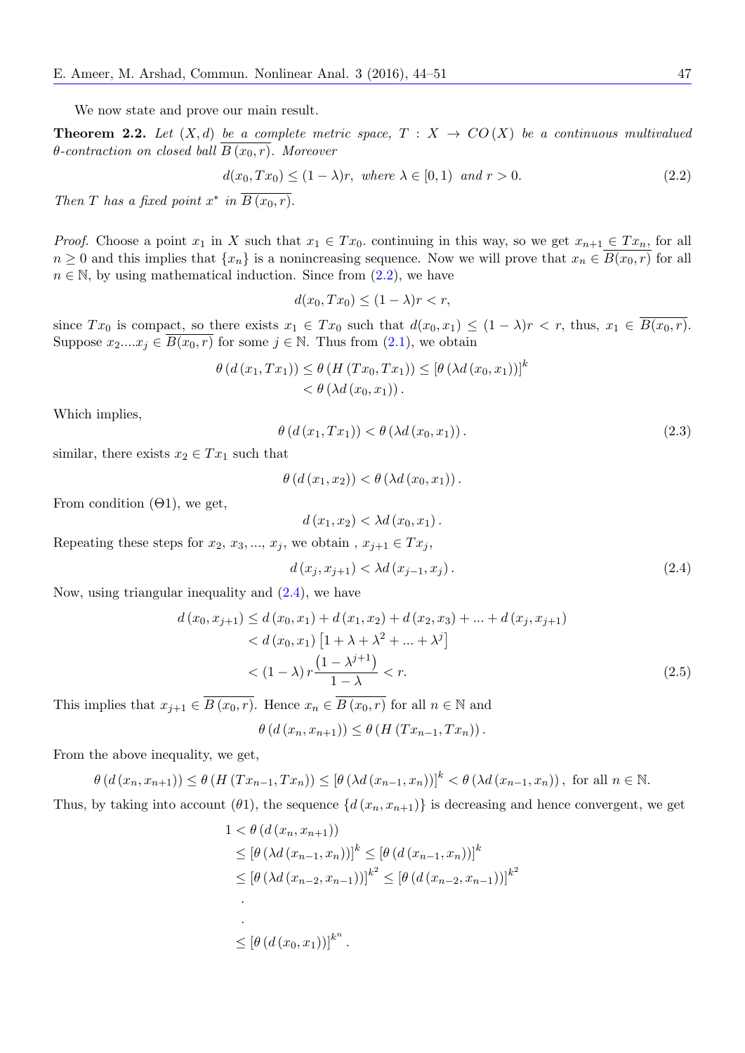We now state and prove our main result.

**Theorem 2.2.** *Let $(X,d)$ be a complete metric space, $T : X \to CO(X)$ be a continuous multivalued $\theta$-contraction on closed ball $\overline{B(x_0,r)}$. Moreover*

$$d(x_0,Tx_0) \leq (1-\lambda)r, \text{ where } \lambda \in [0,1) \text{ and } r > 0. \tag{2.2}$$

*Then $T$ has a fixed point $x^*$ in $\overline{B(x_0,r)}$.*

*Proof.* Choose a point $x_1$ in $X$ such that $x_1 \in Tx_0$. continuing in this way, so we get $x_{n+1} \in Tx_n$, for all $n \geq 0$ and this implies that $\{x_n\}$ is a nonincreasing sequence. Now we will prove that $x_n \in \overline{B(x_0,r)}$ for all $n \in \mathbb{N}$, by using mathematical induction. Since from (2.2), we have

$$d(x_0,Tx_0) \leq (1-\lambda)r < r,$$

since $Tx_0$ is compact, so there exists $x_1 \in Tx_0$ such that $d(x_0,x_1) \leq (1-\lambda)r < r$, thus, $x_1 \in \overline{B(x_0,r)}$. Suppose $x_2....x_j \in \overline{B(x_0,r)}$ for some $j \in \mathbb{N}$. Thus from (2.1), we obtain

$$\begin{aligned}\theta\left(d\left(x_1,Tx_1\right)\right) &\leq \theta\left(H\left(Tx_0,Tx_1\right)\right) \leq \left[\theta\left(\lambda d\left(x_0,x_1\right)\right)\right]^k \\ &< \theta\left(\lambda d\left(x_0,x_1\right)\right).\end{aligned}$$

Which implies,

$$\theta\left(d\left(x_1,Tx_1\right)\right) < \theta\left(\lambda d\left(x_0,x_1\right)\right). \tag{2.3}$$

similar, there exists $x_2 \in Tx_1$ such that

$$\theta\left(d\left(x_1,x_2\right)\right) < \theta\left(\lambda d\left(x_0,x_1\right)\right).$$

From condition ($\Theta$1), we get,

$$d\left(x_1,x_2\right) < \lambda d\left(x_0,x_1\right).$$

Repeating these steps for $x_2$, $x_3$, ..., $x_j$, we obtain , $x_{j+1} \in Tx_j$,

$$d\left(x_j,x_{j+1}\right) < \lambda d\left(x_{j-1},x_j\right). \tag{2.4}$$

Now, using triangular inequality and (2.4), we have

$$\begin{aligned}d\left(x_0,x_{j+1}\right) &\leq d\left(x_0,x_1\right) + d\left(x_1,x_2\right) + d\left(x_2,x_3\right) + ... + d\left(x_j,x_{j+1}\right) \\ &< d\left(x_0,x_1\right)\left[1+\lambda+\lambda^2+...+\lambda^j\right] \\ &< (1-\lambda)\,r\frac{\left(1-\lambda^{j+1}\right)}{1-\lambda} < r.\end{aligned} \tag{2.5}$$

This implies that $x_{j+1} \in \overline{B(x_0,r)}$. Hence $x_n \in \overline{B(x_0,r)}$ for all $n \in \mathbb{N}$ and

$$\theta\left(d\left(x_n,x_{n+1}\right)\right) \leq \theta\left(H\left(Tx_{n-1},Tx_n\right)\right).$$

From the above inequality, we get,

$$\theta\left(d\left(x_n,x_{n+1}\right)\right) \leq \theta\left(H\left(Tx_{n-1},Tx_n\right)\right) \leq \left[\theta\left(\lambda d\left(x_{n-1},x_n\right)\right)\right]^k < \theta\left(\lambda d\left(x_{n-1},x_n\right)\right), \text{ for all } n \in \mathbb{N}.$$

Thus, by taking into account ($\theta$1), the sequence $\{d\left(x_n,x_{n+1}\right)\}$ is decreasing and hence convergent, we get

$$\begin{aligned}1 &< \theta\left(d\left(x_n,x_{n+1}\right)\right) \\ &\leq \left[\theta\left(\lambda d\left(x_{n-1},x_n\right)\right)\right]^k \leq \left[\theta\left(d\left(x_{n-1},x_n\right)\right)\right]^k \\ &\leq \left[\theta\left(\lambda d\left(x_{n-2},x_{n-1}\right)\right)\right]^{k^2} \leq \left[\theta\left(d\left(x_{n-2},x_{n-1}\right)\right)\right]^{k^2} \\ &\;\;. \\ &\;\;. \\ &\leq \left[\theta\left(d\left(x_0,x_1\right)\right)\right]^{k^n}.\end{aligned}$$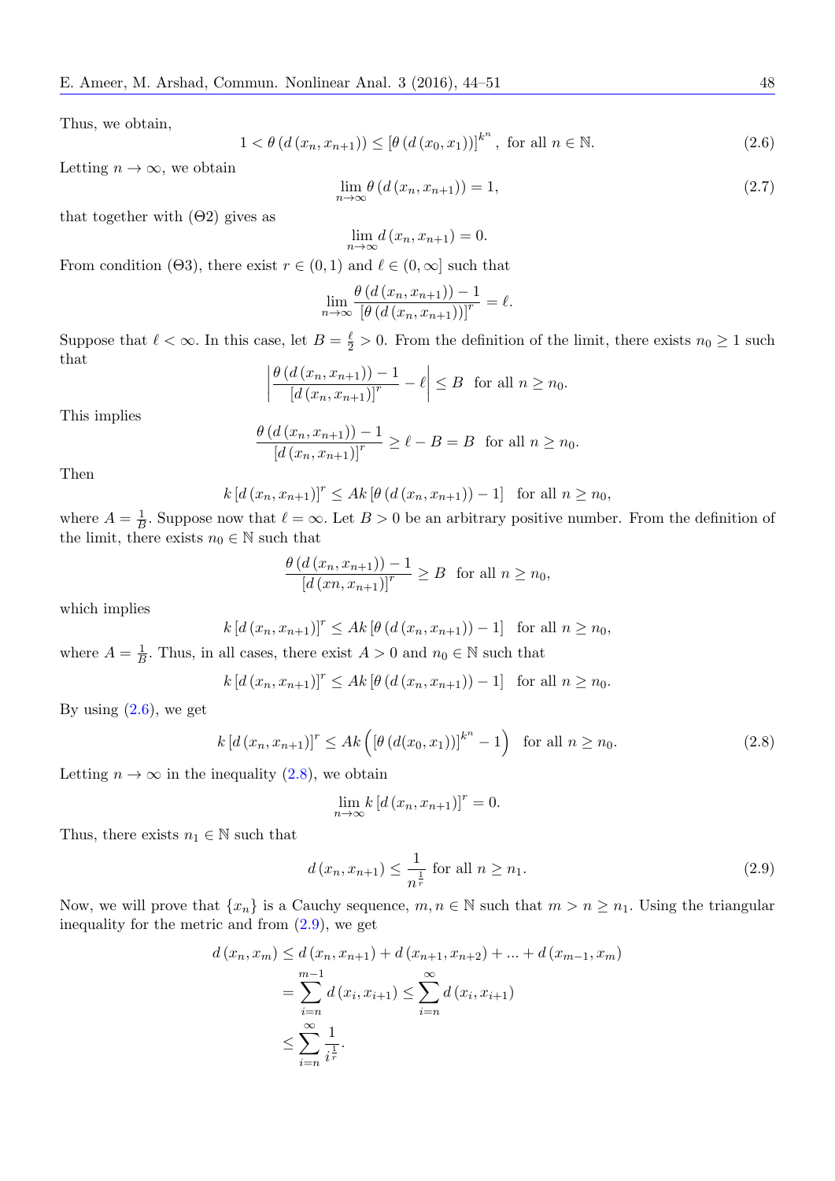Thus, we obtain,

$$1 < \theta\left(d\left(x_n, x_{n+1}\right)\right) \leq \left[\theta\left(d\left(x_0, x_1\right)\right)\right]^{k^n}, \text{ for all } n \in \mathbb{N}. \tag{2.6}$$

Letting $n \to \infty$, we obtain

$$\lim_{n\to\infty} \theta\left(d\left(x_n, x_{n+1}\right)\right) = 1, \tag{2.7}$$

that together with ($\Theta$2) gives as

$$\lim_{n\to\infty} d\left(x_n, x_{n+1}\right) = 0.$$

From condition ($\Theta$3), there exist $r \in (0,1)$ and $\ell \in (0, \infty]$ such that

$$\lim_{n\to\infty} \frac{\theta\left(d\left(x_n, x_{n+1}\right)\right) - 1}{\left[\theta\left(d\left(x_n, x_{n+1}\right)\right)\right]^r} = \ell.$$

Suppose that $\ell < \infty$. In this case, let $B = \frac{\ell}{2} > 0$. From the definition of the limit, there exists $n_0 \geq 1$ such that

$$\left| \frac{\theta\left(d\left(x_n, x_{n+1}\right)\right) - 1}{\left[d\left(x_n, x_{n+1}\right)\right]^r} - \ell \right| \leq B \text{ for all } n \geq n_0.$$

This implies

$$\frac{\theta\left(d\left(x_n, x_{n+1}\right)\right) - 1}{\left[d\left(x_n, x_{n+1}\right)\right]^r} \geq \ell - B = B \text{ for all } n \geq n_0.$$

Then

$$k\left[d\left(x_n, x_{n+1}\right)\right]^r \leq Ak\left[\theta\left(d\left(x_n, x_{n+1}\right)\right) - 1\right] \text{ for all } n \geq n_0,$$

where $A = \frac{1}{B}$. Suppose now that $\ell = \infty$. Let $B > 0$ be an arbitrary positive number. From the definition of the limit, there exists $n_0 \in \mathbb{N}$ such that

$$\frac{\theta\left(d\left(x_n, x_{n+1}\right)\right) - 1}{\left[d\left(xn, x_{n+1}\right)\right]^r} \geq B \text{ for all } n \geq n_0,$$

which implies

$$k\left[d\left(x_n, x_{n+1}\right)\right]^r \leq Ak\left[\theta\left(d\left(x_n, x_{n+1}\right)\right) - 1\right] \text{ for all } n \geq n_0,$$

where $A = \frac{1}{B}$. Thus, in all cases, there exist $A > 0$ and $n_0 \in \mathbb{N}$ such that

$$k\left[d\left(x_n, x_{n+1}\right)\right]^r \leq Ak\left[\theta\left(d\left(x_n, x_{n+1}\right)\right) - 1\right] \text{ for all } n \geq n_0.$$

By using (2.6), we get

$$k\left[d\left(x_n, x_{n+1}\right)\right]^r \leq Ak\left(\left[\theta\left(d(x_0, x_1)\right)\right]^{k^n} - 1\right) \text{ for all } n \geq n_0. \tag{2.8}$$

Letting $n \to \infty$ in the inequality (2.8), we obtain

$$\lim_{n\to\infty} k\left[d\left(x_n, x_{n+1}\right)\right]^r = 0.$$

Thus, there exists $n_1 \in \mathbb{N}$ such that

$$d\left(x_n, x_{n+1}\right) \leq \frac{1}{n^{\frac{1}{r}}} \text{ for all } n \geq n_1. \tag{2.9}$$

Now, we will prove that $\{x_n\}$ is a Cauchy sequence, $m, n \in \mathbb{N}$ such that $m > n \geq n_1$. Using the triangular inequality for the metric and from (2.9), we get

$$\begin{aligned}
d\left(x_n, x_m\right) &\leq d\left(x_n, x_{n+1}\right) + d\left(x_{n+1}, x_{n+2}\right) + ... + d\left(x_{m-1}, x_m\right) \\
&= \sum_{i=n}^{m-1} d\left(x_i, x_{i+1}\right) \leq \sum_{i=n}^{\infty} d\left(x_i, x_{i+1}\right) \\
&\leq \sum_{i=n}^{\infty} \frac{1}{i^{\frac{1}{r}}}.
\end{aligned}$$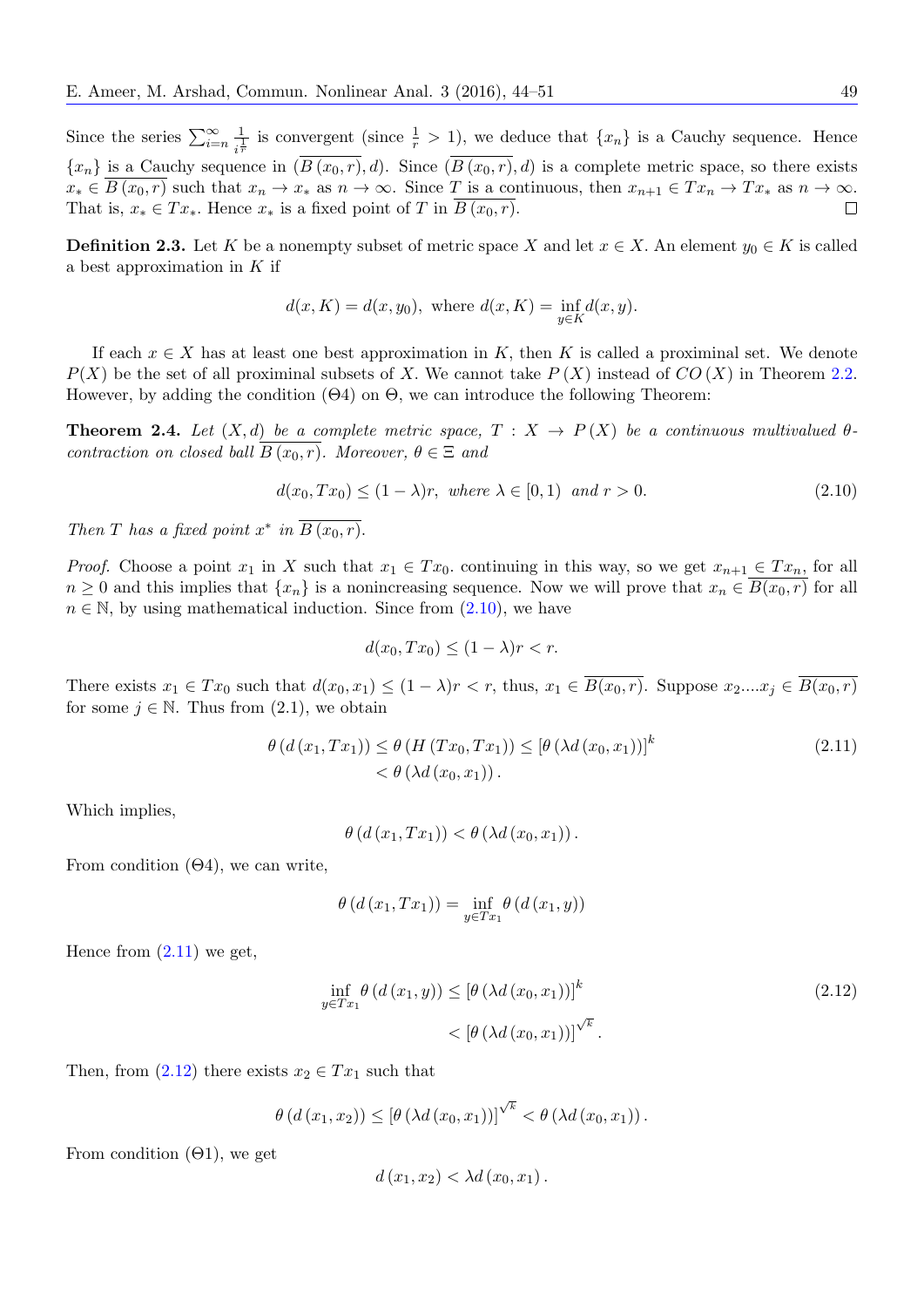Since the series $\sum_{i=n}^{\infty} \frac{1}{i^{\frac{1}{r}}}$ is convergent (since $\frac{1}{r} > 1$), we deduce that $\{x_n\}$ is a Cauchy sequence. Hence $\{x_n\}$ is a Cauchy sequence in $(\overline{B(x_0,r)}, d)$. Since $(\overline{B(x_0,r)}, d)$ is a complete metric space, so there exists $x_* \in \overline{B(x_0,r)}$ such that $x_n \to x_*$ as $n \to \infty$. Since $T$ is a continuous, then $x_{n+1} \in Tx_n \to Tx_*$ as $n \to \infty$. That is, $x_* \in Tx_*$. Hence $x_*$ is a fixed point of $T$ in $\overline{B(x_0,r)}$. $\square$

**Definition 2.3.** Let $K$ be a nonempty subset of metric space $X$ and let $x \in X$. An element $y_0 \in K$ is called a best approximation in $K$ if

$$d(x,K) = d(x,y_0), \text{ where } d(x,K) = \inf_{y \in K} d(x,y).$$

If each $x \in X$ has at least one best approximation in $K$, then $K$ is called a proximinal set. We denote $P(X)$ be the set of all proximinal subsets of $X$. We cannot take $P(X)$ instead of $CO(X)$ in Theorem 2.2. However, by adding the condition ($\Theta$4) on $\Theta$, we can introduce the following Theorem:

**Theorem 2.4.** *Let $(X,d)$ be a complete metric space, $T : X \to P(X)$ be a continuous multivalued $\theta$-contraction on closed ball $\overline{B(x_0,r)}$. Moreover, $\theta \in \Xi$ and*

$$d(x_0, Tx_0) \leq (1-\lambda)r, \text{ where } \lambda \in [0,1) \text{ and } r > 0. \tag{2.10}$$

*Then $T$ has a fixed point $x^*$ in $\overline{B(x_0,r)}$.*

*Proof.* Choose a point $x_1$ in $X$ such that $x_1 \in Tx_0$. continuing in this way, so we get $x_{n+1} \in Tx_n$, for all $n \geq 0$ and this implies that $\{x_n\}$ is a nonincreasing sequence. Now we will prove that $x_n \in \overline{B(x_0,r)}$ for all $n \in \mathbb{N}$, by using mathematical induction. Since from (2.10), we have

$$d(x_0, Tx_0) \leq (1-\lambda)r < r.$$

There exists $x_1 \in Tx_0$ such that $d(x_0,x_1) \leq (1-\lambda)r < r$, thus, $x_1 \in \overline{B(x_0,r)}$. Suppose $x_2 \ldots . x_j \in \overline{B(x_0,r)}$ for some $j \in \mathbb{N}$. Thus from (2.1), we obtain

$$\begin{aligned} \theta\left(d\left(x_1, Tx_1\right)\right) &\leq \theta\left(H\left(Tx_0, Tx_1\right)\right) \leq \left[\theta\left(\lambda d\left(x_0, x_1\right)\right)\right]^k \\ &< \theta\left(\lambda d\left(x_0, x_1\right)\right). \end{aligned} \tag{2.11}$$

Which implies,

$$\theta\left(d\left(x_1, Tx_1\right)\right) < \theta\left(\lambda d\left(x_0, x_1\right)\right).$$

From condition ($\Theta$4), we can write,

$$\theta\left(d\left(x_1, Tx_1\right)\right) = \inf_{y \in Tx_1} \theta\left(d\left(x_1, y\right)\right)$$

Hence from (2.11) we get,

$$\begin{aligned} \inf_{y \in Tx_1} \theta\left(d\left(x_1, y\right)\right) &\leq \left[\theta\left(\lambda d\left(x_0, x_1\right)\right)\right]^k \\ &< \left[\theta\left(\lambda d\left(x_0, x_1\right)\right)\right]^{\sqrt{k}}. \end{aligned} \tag{2.12}$$

Then, from (2.12) there exists $x_2 \in Tx_1$ such that

$$\theta\left(d\left(x_1, x_2\right)\right) \leq \left[\theta\left(\lambda d\left(x_0, x_1\right)\right)\right]^{\sqrt{k}} < \theta\left(\lambda d\left(x_0, x_1\right)\right).$$

From condition ($\Theta$1), we get

$$d\left(x_1, x_2\right) < \lambda d\left(x_0, x_1\right).$$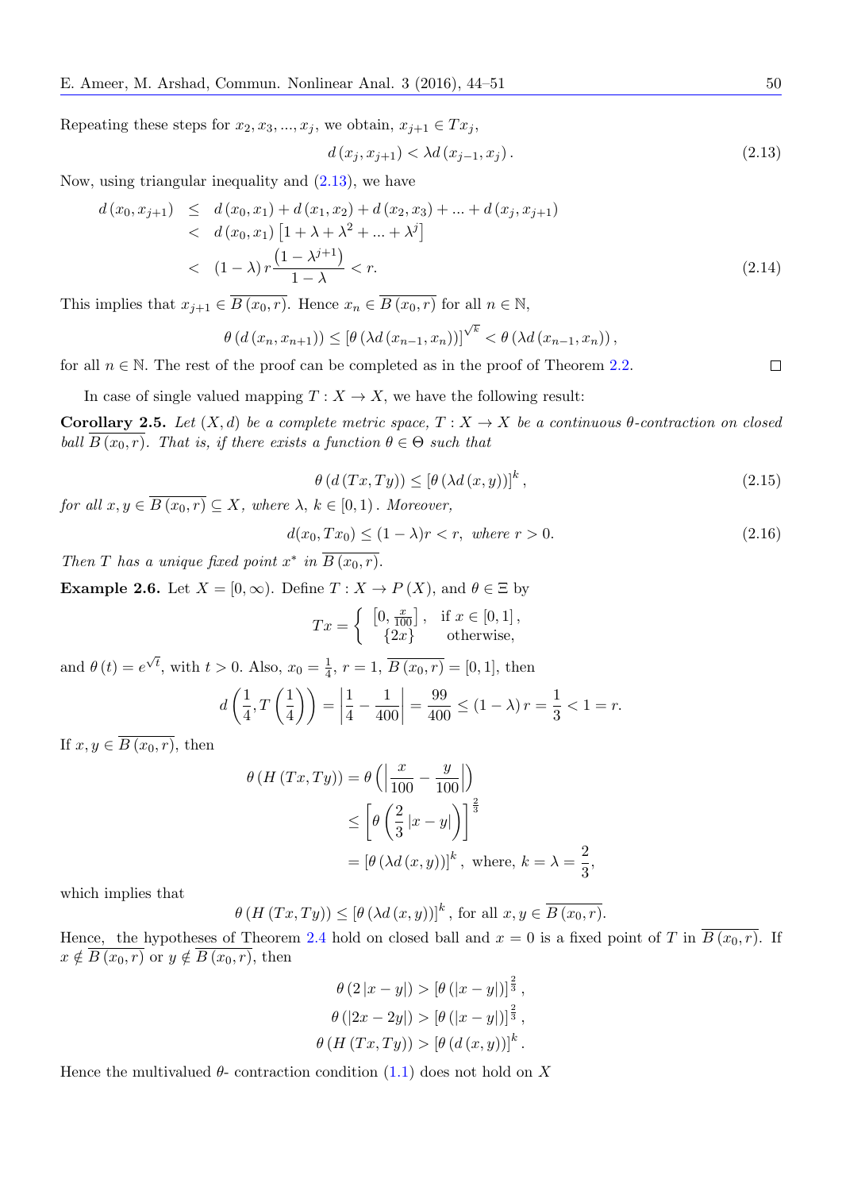Repeating these steps for $x_2, x_3, ..., x_j$, we obtain, $x_{j+1} \in Tx_j$,

$$d(x_j, x_{j+1}) < \lambda d(x_{j-1}, x_j). \tag{2.13}$$

Now, using triangular inequality and (2.13), we have

$$\begin{aligned} d(x_0, x_{j+1}) &\leq d(x_0, x_1) + d(x_1, x_2) + d(x_2, x_3) + ... + d(x_j, x_{j+1}) \\ &< d(x_0, x_1)\left[1 + \lambda + \lambda^2 + ... + \lambda^j\right] \\ &< (1-\lambda) r \frac{\left(1 - \lambda^{j+1}\right)}{1-\lambda} < r. \end{aligned} \tag{2.14}$$

This implies that $x_{j+1} \in \overline{B(x_0, r)}$. Hence $x_n \in \overline{B(x_0, r)}$ for all $n \in \mathbb{N}$,

$$\theta(d(x_n, x_{n+1})) \leq [\theta(\lambda d(x_{n-1}, x_n))]^{\sqrt{k}} < \theta(\lambda d(x_{n-1}, x_n)),$$

for all $n \in \mathbb{N}$. The rest of the proof can be completed as in the proof of Theorem 2.2. $\square$

In case of single valued mapping $T : X \to X$, we have the following result:

**Corollary 2.5.** *Let $(X, d)$ be a complete metric space, $T : X \to X$ be a continuous $\theta$-contraction on closed ball $\overline{B(x_0, r)}$. That is, if there exists a function $\theta \in \Theta$ such that*

$$\theta(d(Tx, Ty)) \leq [\theta(\lambda d(x, y))]^k, \tag{2.15}$$

*for all $x, y \in \overline{B(x_0, r)} \subseteq X$, where $\lambda$, $k \in [0, 1)$. Moreover,*

$$d(x_0, Tx_0) \leq (1-\lambda) r < r, \text{ where } r > 0. \tag{2.16}$$

*Then $T$ has a unique fixed point $x^*$ in $\overline{B(x_0, r)}$.*

**Example 2.6.** Let $X = [0, \infty)$. Define $T : X \to P(X)$, and $\theta \in \Xi$ by

$$Tx = \begin{cases} \left[0, \frac{x}{100}\right], & \text{if } x \in [0, 1], \\ \{2x\} & \text{otherwise,} \end{cases}$$

and $\theta(t) = e^{\sqrt{t}}$, with $t > 0$. Also, $x_0 = \frac{1}{4}$, $r = 1$, $\overline{B(x_0, r)} = [0, 1]$, then

$$d\left(\frac{1}{4}, T\left(\frac{1}{4}\right)\right) = \left|\frac{1}{4} - \frac{1}{400}\right| = \frac{99}{400} \leq (1-\lambda) r = \frac{1}{3} < 1 = r.$$

If $x, y \in \overline{B(x_0, r)}$, then

$$\begin{aligned} \theta(H(Tx, Ty)) &= \theta\left(\left|\frac{x}{100} - \frac{y}{100}\right|\right) \\ &\leq \left[\theta\left(\frac{2}{3}|x-y|\right)\right]^{\frac{2}{3}} \\ &= [\theta(\lambda d(x, y))]^k, \text{ where, } k = \lambda = \frac{2}{3}, \end{aligned}$$

which implies that

$$\theta(H(Tx, Ty)) \leq [\theta(\lambda d(x, y))]^k, \text{ for all } x, y \in \overline{B(x_0, r)}.$$

Hence, the hypotheses of Theorem 2.4 hold on closed ball and $x = 0$ is a fixed point of $T$ in $\overline{B(x_0, r)}$. If $x \notin \overline{B(x_0, r)}$ or $y \notin \overline{B(x_0, r)}$, then

$$\begin{aligned} \theta(2|x-y|) &> [\theta(|x-y|)]^{\frac{2}{3}}, \\ \theta(|2x-2y|) &> [\theta(|x-y|)]^{\frac{2}{3}}, \\ \theta(H(Tx, Ty)) &> [\theta(d(x, y))]^k. \end{aligned}$$

Hence the multivalued $\theta$- contraction condition (1.1) does not hold on $X$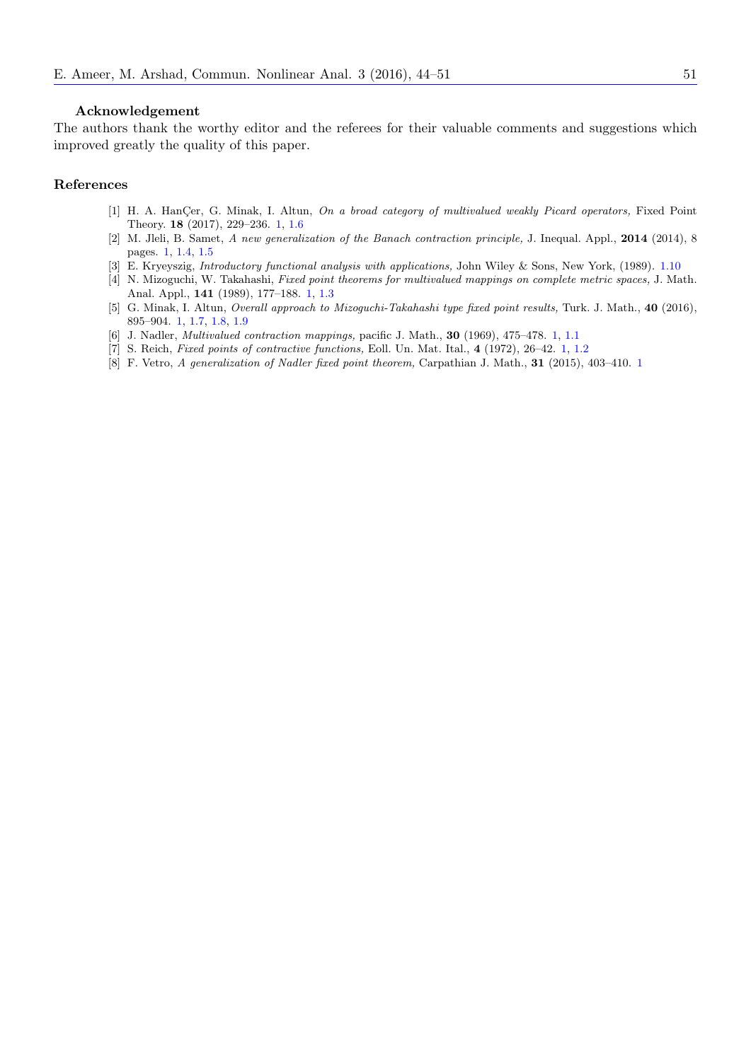### Acknowledgement

The authors thank the worthy editor and the referees for their valuable comments and suggestions which improved greatly the quality of this paper.

## References

[1] H. A. HanÇer, G. Minak, I. Altun, *On a broad category of multivalued weakly Picard operators,* Fixed Point Theory. **18** (2017), 229–236. 1, 1.6

[2] M. Jleli, B. Samet, *A new generalization of the Banach contraction principle,* J. Inequal. Appl., **2014** (2014), 8 pages. 1, 1.4, 1.5

[3] E. Kryeyszig, *Introductory functional analysis with applications,* John Wiley & Sons, New York, (1989). 1.10

[4] N. Mizoguchi, W. Takahashi, *Fixed point theorems for multivalued mappings on complete metric spaces,* J. Math. Anal. Appl., **141** (1989), 177–188. 1, 1.3

[5] G. Minak, I. Altun, *Overall approach to Mizoguchi-Takahashi type fixed point results,* Turk. J. Math., **40** (2016), 895–904. 1, 1.7, 1.8, 1.9

[6] J. Nadler, *Multivalued contraction mappings,* pacific J. Math., **30** (1969), 475–478. 1, 1.1

[7] S. Reich, *Fixed points of contractive functions,* Eoll. Un. Mat. Ital., **4** (1972), 26–42. 1, 1.2

[8] F. Vetro, *A generalization of Nadler fixed point theorem,* Carpathian J. Math., **31** (2015), 403–410. 1